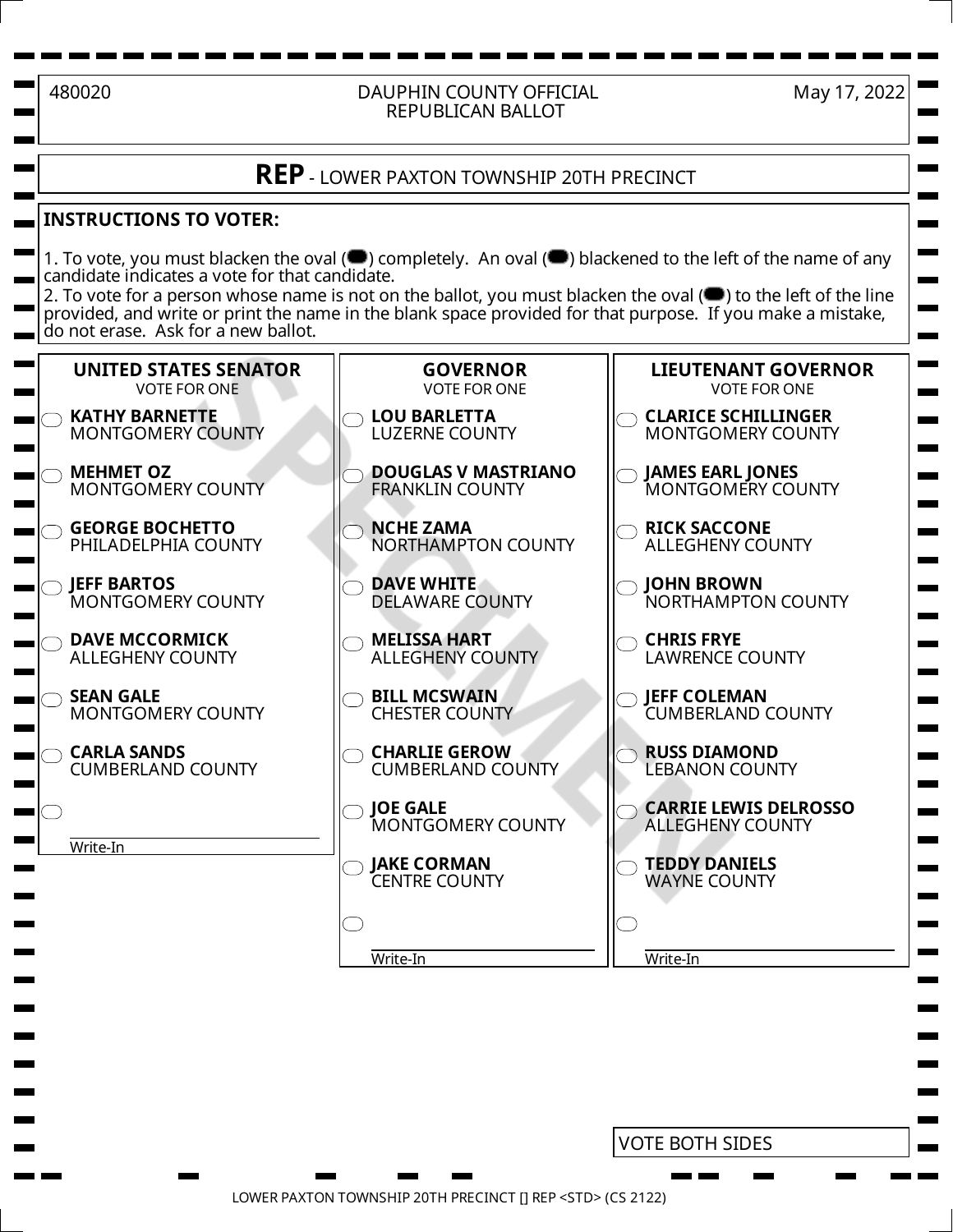480020

DAUPHIN COUNTY OFFICIAL
REPUBLICAN BALLOT

May 17, 2022

# REP - LOWER PAXTON TOWNSHIP 20TH PRECINCT

**INSTRUCTIONS TO VOTER:**

1. To vote, you must blacken the oval (⬬) completely. An oval (⬬) blackened to the left of the name of any candidate indicates a vote for that candidate.
2. To vote for a person whose name is not on the ballot, you must blacken the oval (⬬) to the left of the line provided, and write or print the name in the blank space provided for that purpose. If you make a mistake, do not erase. Ask for a new ballot.

## UNITED STATES SENATOR
VOTE FOR ONE

- ◯ **KATHY BARNETTE** MONTGOMERY COUNTY
- ◯ **MEHMET OZ** MONTGOMERY COUNTY
- ◯ **GEORGE BOCHETTO** PHILADELPHIA COUNTY
- ◯ **JEFF BARTOS** MONTGOMERY COUNTY
- ◯ **DAVE MCCORMICK** ALLEGHENY COUNTY
- ◯ **SEAN GALE** MONTGOMERY COUNTY
- ◯ **CARLA SANDS** CUMBERLAND COUNTY
- ◯ ________ Write-In

## GOVERNOR
VOTE FOR ONE

- ◯ **LOU BARLETTA** LUZERNE COUNTY
- ◯ **DOUGLAS V MASTRIANO** FRANKLIN COUNTY
- ◯ **NCHE ZAMA** NORTHAMPTON COUNTY
- ◯ **DAVE WHITE** DELAWARE COUNTY
- ◯ **MELISSA HART** ALLEGHENY COUNTY
- ◯ **BILL MCSWAIN** CHESTER COUNTY
- ◯ **CHARLIE GEROW** CUMBERLAND COUNTY
- ◯ **JOE GALE** MONTGOMERY COUNTY
- ◯ **JAKE CORMAN** CENTRE COUNTY
- ◯ ________ Write-In

## LIEUTENANT GOVERNOR
VOTE FOR ONE

- ◯ **CLARICE SCHILLINGER** MONTGOMERY COUNTY
- ◯ **JAMES EARL JONES** MONTGOMERY COUNTY
- ◯ **RICK SACCONE** ALLEGHENY COUNTY
- ◯ **JOHN BROWN** NORTHAMPTON COUNTY
- ◯ **CHRIS FRYE** LAWRENCE COUNTY
- ◯ **JEFF COLEMAN** CUMBERLAND COUNTY
- ◯ **RUSS DIAMOND** LEBANON COUNTY
- ◯ **CARRIE LEWIS DELROSSO** ALLEGHENY COUNTY
- ◯ **TEDDY DANIELS** WAYNE COUNTY
- ◯ ________ Write-In

VOTE BOTH SIDES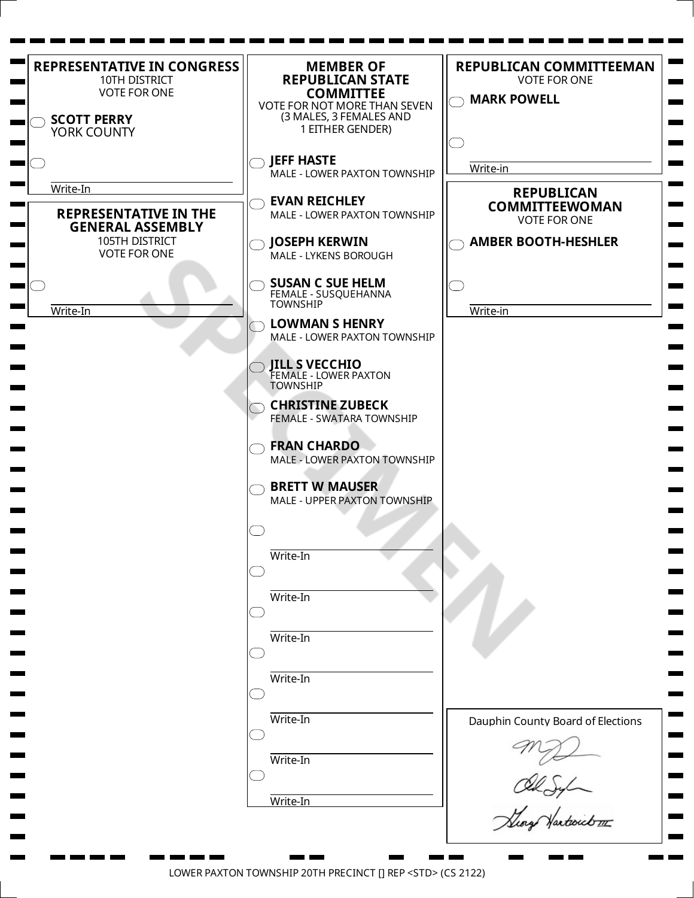## REPRESENTATIVE IN CONGRESS

10TH DISTRICT
VOTE FOR ONE

- **SCOTT PERRY**
  YORK COUNTY
- Write-In

## REPRESENTATIVE IN THE GENERAL ASSEMBLY

105TH DISTRICT
VOTE FOR ONE

- Write-In

## MEMBER OF REPUBLICAN STATE COMMITTEE

VOTE FOR NOT MORE THAN SEVEN
(3 MALES, 3 FEMALES AND
1 EITHER GENDER)

- **JEFF HASTE**
  MALE - LOWER PAXTON TOWNSHIP
- **EVAN REICHLEY**
  MALE - LOWER PAXTON TOWNSHIP
- **JOSEPH KERWIN**
  MALE - LYKENS BOROUGH
- **SUSAN C SUE HELM**
  FEMALE - SUSQUEHANNA TOWNSHIP
- **LOWMAN S HENRY**
  MALE - LOWER PAXTON TOWNSHIP
- **JILL S VECCHIO**
  FEMALE - LOWER PAXTON TOWNSHIP
- **CHRISTINE ZUBECK**
  FEMALE - SWATARA TOWNSHIP
- **FRAN CHARDO**
  MALE - LOWER PAXTON TOWNSHIP
- **BRETT W MAUSER**
  MALE - UPPER PAXTON TOWNSHIP
- Write-In
- Write-In
- Write-In
- Write-In
- Write-In
- Write-In
- Write-In

## REPUBLICAN COMMITTEEMAN

VOTE FOR ONE

- **MARK POWELL**
- Write-in

## REPUBLICAN COMMITTEEWOMAN

VOTE FOR ONE

- **AMBER BOOTH-HESHLER**
- Write-in

SPECIMEN

Dauphin County Board of Elections

LOWER PAXTON TOWNSHIP 20TH PRECINCT [] REP <STD> (CS 2122)